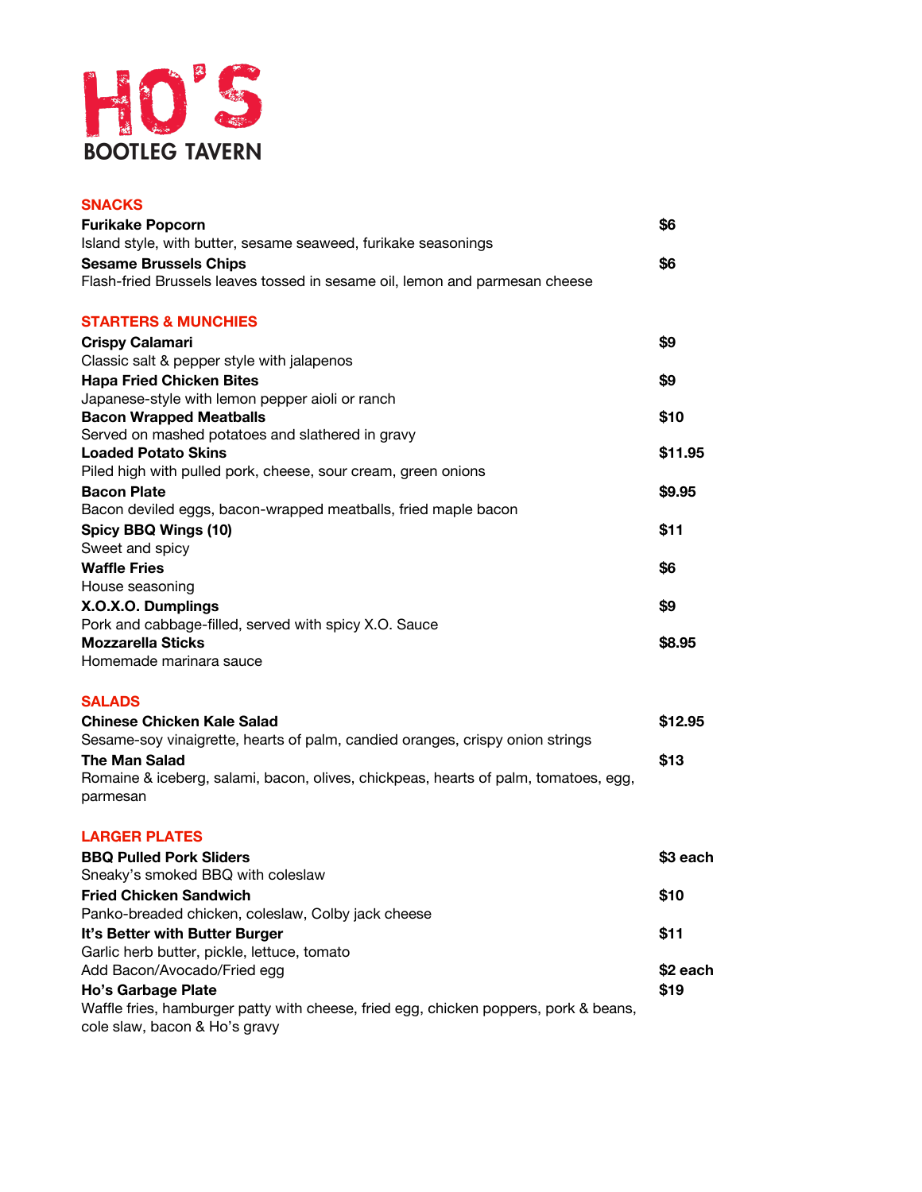# HO'S

BOOTLEG TAVERN

## SNACKS

**Furikake Popcorn** **$6**
Island style, with butter, sesame seaweed, furikake seasonings

**Sesame Brussels Chips** **$6**
Flash-fried Brussels leaves tossed in sesame oil, lemon and parmesan cheese

## STARTERS & MUNCHIES

**Crispy Calamari** **$9**
Classic salt & pepper style with jalapenos

**Hapa Fried Chicken Bites** **$9**
Japanese-style with lemon pepper aioli or ranch

**Bacon Wrapped Meatballs** **$10**
Served on mashed potatoes and slathered in gravy

**Loaded Potato Skins** **$11.95**
Piled high with pulled pork, cheese, sour cream, green onions

**Bacon Plate** **$9.95**
Bacon deviled eggs, bacon-wrapped meatballs, fried maple bacon

**Spicy BBQ Wings (10)** **$11**
Sweet and spicy

**Waffle Fries** **$6**
House seasoning

**X.O.X.O. Dumplings** **$9**
Pork and cabbage-filled, served with spicy X.O. Sauce

**Mozzarella Sticks** **$8.95**
Homemade marinara sauce

## SALADS

**Chinese Chicken Kale Salad** **$12.95**
Sesame-soy vinaigrette, hearts of palm, candied oranges, crispy onion strings

**The Man Salad** **$13**
Romaine & iceberg, salami, bacon, olives, chickpeas, hearts of palm, tomatoes, egg, parmesan

## LARGER PLATES

**BBQ Pulled Pork Sliders** **$3 each**
Sneaky's smoked BBQ with coleslaw

**Fried Chicken Sandwich** **$10**
Panko-breaded chicken, coleslaw, Colby jack cheese

**It's Better with Butter Burger** **$11**
Garlic herb butter, pickle, lettuce, tomato
Add Bacon/Avocado/Fried egg **$2 each**

**Ho's Garbage Plate** **$19**
Waffle fries, hamburger patty with cheese, fried egg, chicken poppers, pork & beans, cole slaw, bacon & Ho's gravy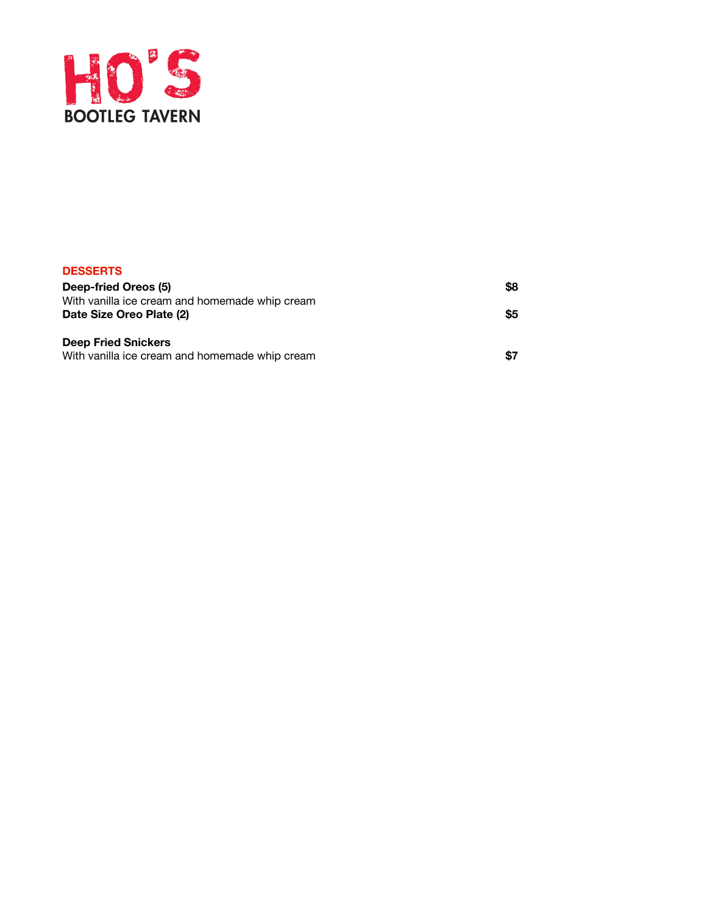# HO'S

BOOTLEG TAVERN

## DESSERTS

**Deep-fried Oreos (5)** **$8**
With vanilla ice cream and homemade whip cream

**Date Size Oreo Plate (2)** **$5**

**Deep Fried Snickers**
With vanilla ice cream and homemade whip cream **$7**